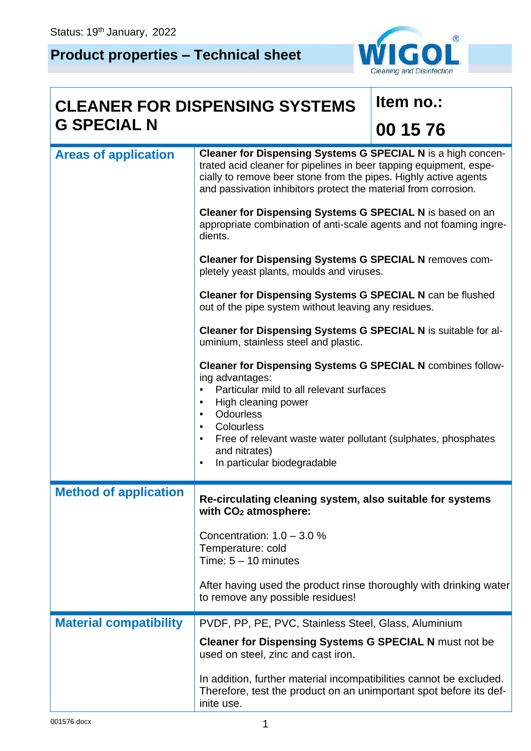Status: 19th January, 2022

# Product properties – Technical sheet

## CLEANER FOR DISPENSING SYSTEMS G SPECIAL N

**Item no.:** **00 15 76**

### Areas of application

**Cleaner for Dispensing Systems G SPECIAL N** is a high concentrated acid cleaner for pipelines in beer tapping equipment, especially to remove beer stone from the pipes. Highly active agents and passivation inhibitors protect the material from corrosion.

**Cleaner for Dispensing Systems G SPECIAL N** is based on an appropriate combination of anti-scale agents and not foaming ingredients.

**Cleaner for Dispensing Systems G SPECIAL N** removes completely yeast plants, moulds and viruses.

**Cleaner for Dispensing Systems G SPECIAL N** can be flushed out of the pipe system without leaving any residues.

**Cleaner for Dispensing Systems G SPECIAL N** is suitable for aluminium, stainless steel and plastic.

**Cleaner for Dispensing Systems G SPECIAL N** combines following advantages:

- Particular mild to all relevant surfaces
- High cleaning power
- Odourless
- Colourless
- Free of relevant waste water pollutant (sulphates, phosphates and nitrates)
- In particular biodegradable

### Method of application

**Re-circulating cleaning system, also suitable for systems with $CO_2$ atmosphere:**

Concentration: 1.0 – 3.0 %
Temperature: cold
Time: 5 – 10 minutes

After having used the product rinse thoroughly with drinking water to remove any possible residues!

### Material compatibility

PVDF, PP, PE, PVC, Stainless Steel, Glass, Aluminium

**Cleaner for Dispensing Systems G SPECIAL N** must not be used on steel, zinc and cast iron.

In addition, further material incompatibilities cannot be excluded. Therefore, test the product on an unimportant spot before its definite use.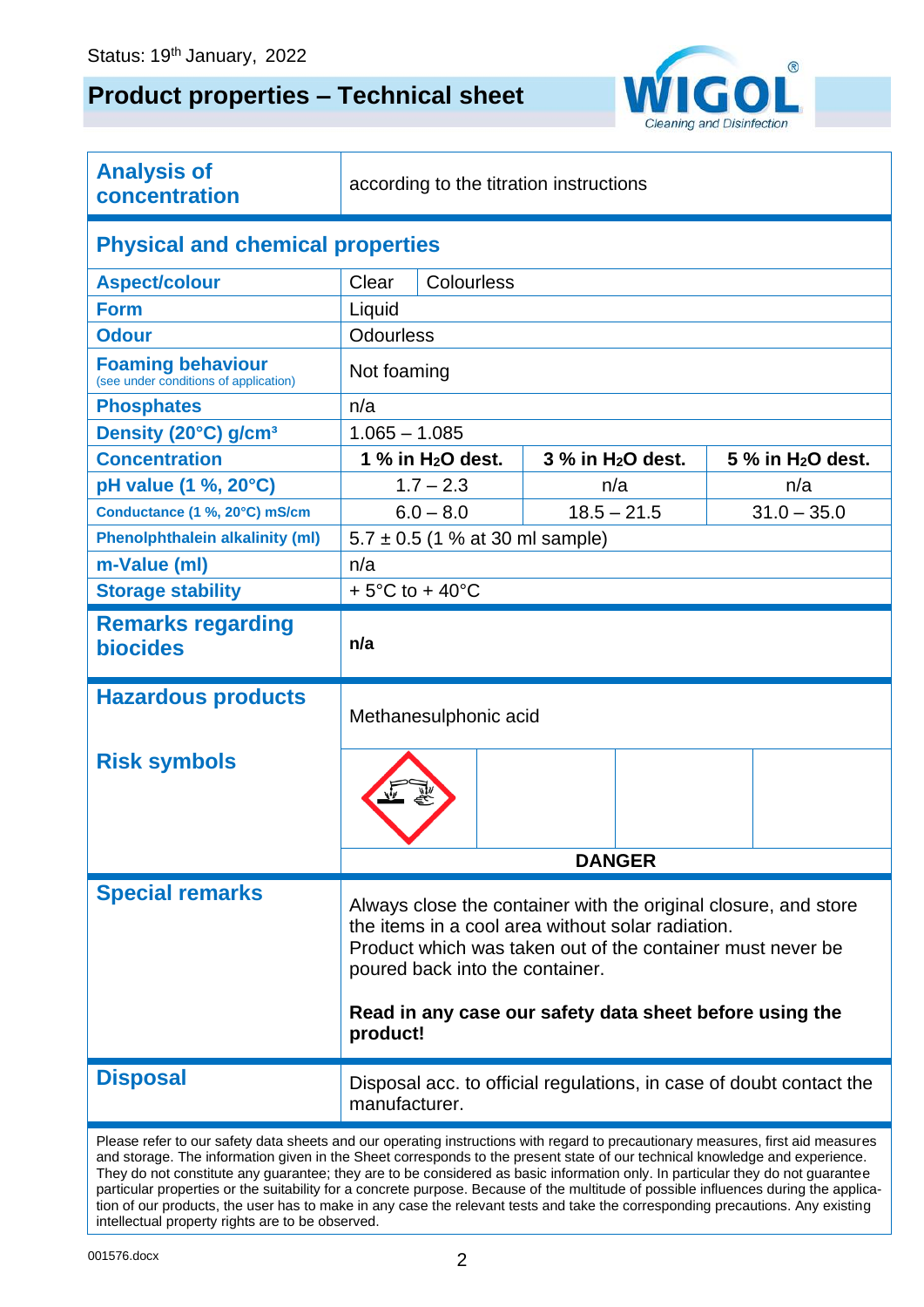Status: 19th January, 2022

# Product properties – Technical sheet

WIGOL® Cleaning and Disinfection

| | | | |
|---|---|---|---|
| **Analysis of concentration** | according to the titration instructions | | |
| **Physical and chemical properties** | | | |
| **Aspect/colour** | Clear | Colourless | |
| **Form** | Liquid | | |
| **Odour** | Odourless | | |
| **Foaming behaviour** (see under conditions of application) | Not foaming | | |
| **Phosphates** | n/a | | |
| **Density (20°C) g/cm³** | 1.065 – 1.085 | | |
| **Concentration** | **1 % in $H_2O$ dest.** | **3 % in $H_2O$ dest.** | **5 % in $H_2O$ dest.** |
| **pH value (1 %, 20°C)** | 1.7 – 2.3 | n/a | n/a |
| **Conductance (1 %, 20°C) mS/cm** | 6.0 – 8.0 | 18.5 – 21.5 | 31.0 – 35.0 |
| **Phenolphthalein alkalinity (ml)** | 5.7 ± 0.5 (1 % at 30 ml sample) | | |
| **m-Value (ml)** | n/a | | |
| **Storage stability** | + 5°C to + 40°C | | |
| **Remarks regarding biocides** | **n/a** | | |
| **Hazardous products** | Methanesulphonic acid | | |
| **Risk symbols** | **DANGER** | | |
| **Special remarks** | Always close the container with the original closure, and store the items in a cool area without solar radiation. Product which was taken out of the container must never be poured back into the container. **Read in any case our safety data sheet before using the product!** | | |
| **Disposal** | Disposal acc. to official regulations, in case of doubt contact the manufacturer. | | |

Please refer to our safety data sheets and our operating instructions with regard to precautionary measures, first aid measures and storage. The information given in the Sheet corresponds to the present state of our technical knowledge and experience. They do not constitute any guarantee; they are to be considered as basic information only. In particular they do not guarantee particular properties or the suitability for a concrete purpose. Because of the multitude of possible influences during the application of our products, the user has to make in any case the relevant tests and take the corresponding precautions. Any existing intellectual property rights are to be observed.

001576.docx